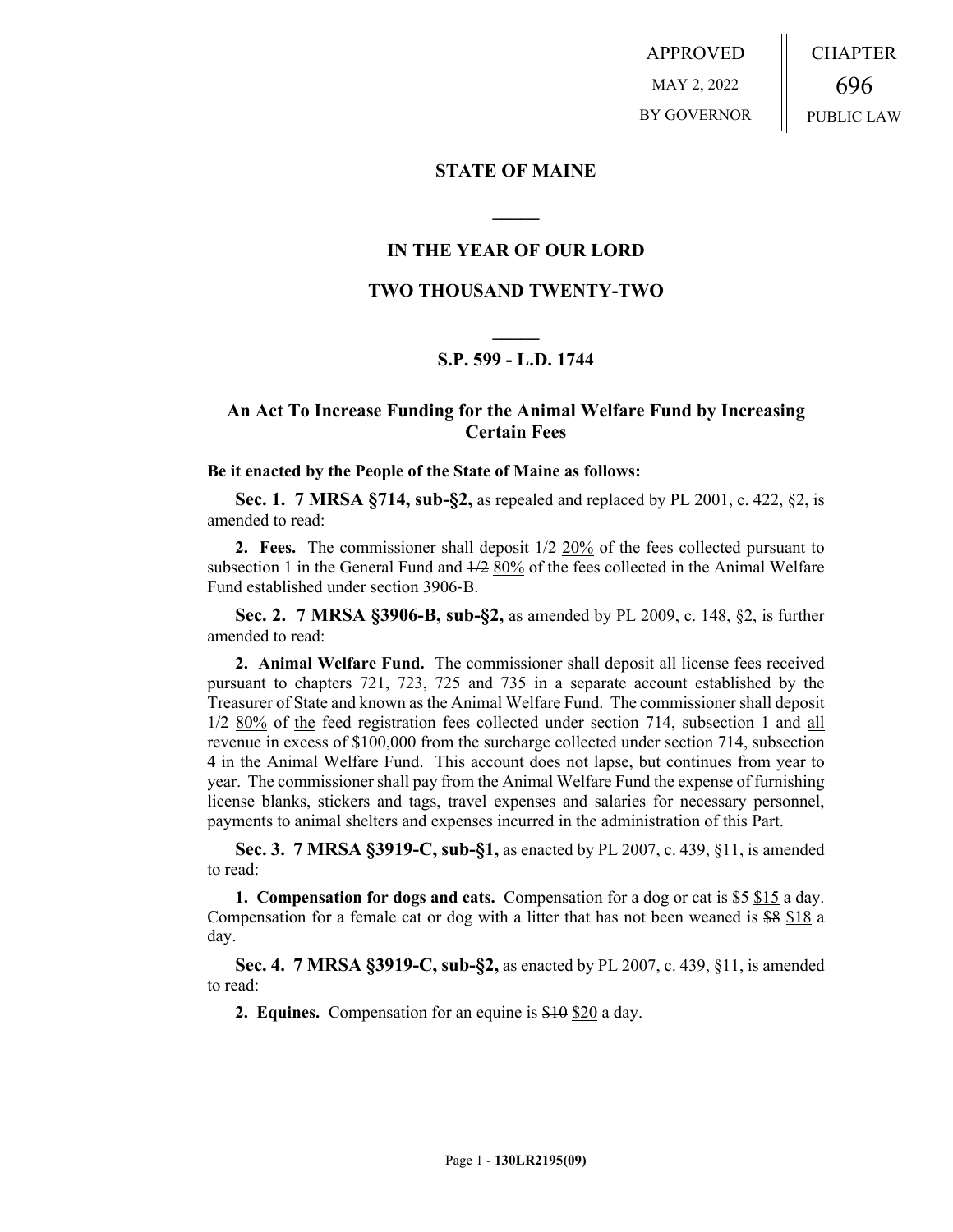APPROVED
MAY 2, 2022
BY GOVERNOR

CHAPTER
696
PUBLIC LAW

## STATE OF MAINE

## IN THE YEAR OF OUR LORD

## TWO THOUSAND TWENTY-TWO

## S.P. 599 - L.D. 1744

### An Act To Increase Funding for the Animal Welfare Fund by Increasing Certain Fees

**Be it enacted by the People of the State of Maine as follows:**

**Sec. 1. 7 MRSA §714, sub-§2,** as repealed and replaced by PL 2001, c. 422, §2, is amended to read:

**2. Fees.** The commissioner shall deposit ~~1/2~~ 20% of the fees collected pursuant to subsection 1 in the General Fund and ~~1/2~~ 80% of the fees collected in the Animal Welfare Fund established under section 3906-B.

**Sec. 2. 7 MRSA §3906-B, sub-§2,** as amended by PL 2009, c. 148, §2, is further amended to read:

**2. Animal Welfare Fund.** The commissioner shall deposit all license fees received pursuant to chapters 721, 723, 725 and 735 in a separate account established by the Treasurer of State and known as the Animal Welfare Fund. The commissioner shall deposit ~~1/2~~ 80% of the feed registration fees collected under section 714, subsection 1 and all revenue in excess of $100,000 from the surcharge collected under section 714, subsection 4 in the Animal Welfare Fund. This account does not lapse, but continues from year to year. The commissioner shall pay from the Animal Welfare Fund the expense of furnishing license blanks, stickers and tags, travel expenses and salaries for necessary personnel, payments to animal shelters and expenses incurred in the administration of this Part.

**Sec. 3. 7 MRSA §3919-C, sub-§1,** as enacted by PL 2007, c. 439, §11, is amended to read:

**1. Compensation for dogs and cats.** Compensation for a dog or cat is ~~$5~~ $15 a day. Compensation for a female cat or dog with a litter that has not been weaned is ~~$8~~ $18 a day.

**Sec. 4. 7 MRSA §3919-C, sub-§2,** as enacted by PL 2007, c. 439, §11, is amended to read:

**2. Equines.** Compensation for an equine is ~~$10~~ $20 a day.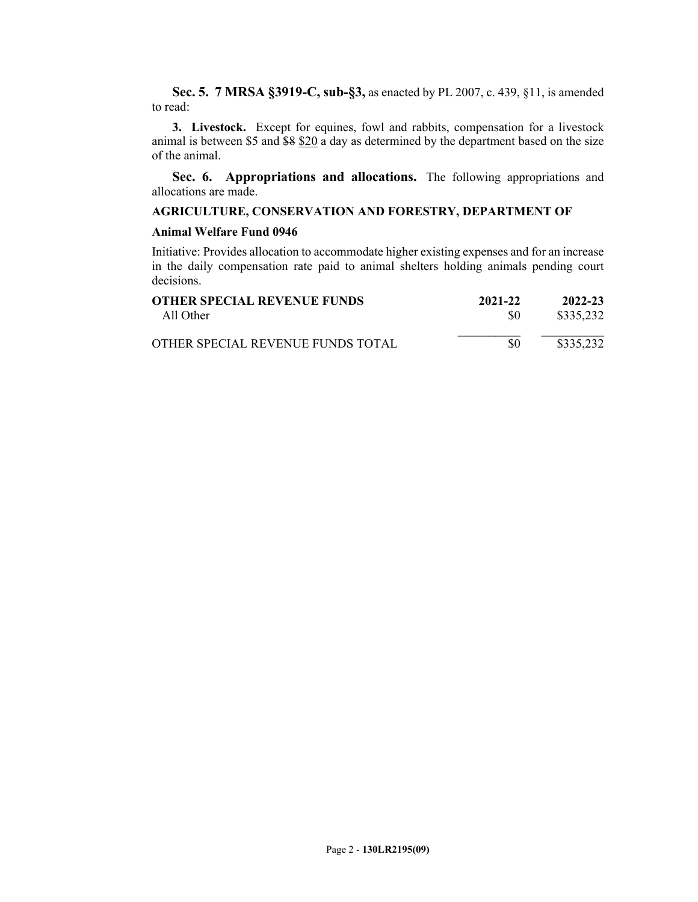**Sec. 5. 7 MRSA §3919-C, sub-§3,** as enacted by PL 2007, c. 439, §11, is amended to read:

**3. Livestock.** Except for equines, fowl and rabbits, compensation for a livestock animal is between \$5 and ~~\$8~~ \$20 a day as determined by the department based on the size of the animal.

**Sec. 6. Appropriations and allocations.** The following appropriations and allocations are made.

**AGRICULTURE, CONSERVATION AND FORESTRY, DEPARTMENT OF**

**Animal Welfare Fund 0946**

Initiative: Provides allocation to accommodate higher existing expenses and for an increase in the daily compensation rate paid to animal shelters holding animals pending court decisions.

| **OTHER SPECIAL REVENUE FUNDS** | **2021-22** | **2022-23** |
|---|---|---|
| All Other | \$0 | \$335,232 |
| OTHER SPECIAL REVENUE FUNDS TOTAL | \$0 | \$335,232 |